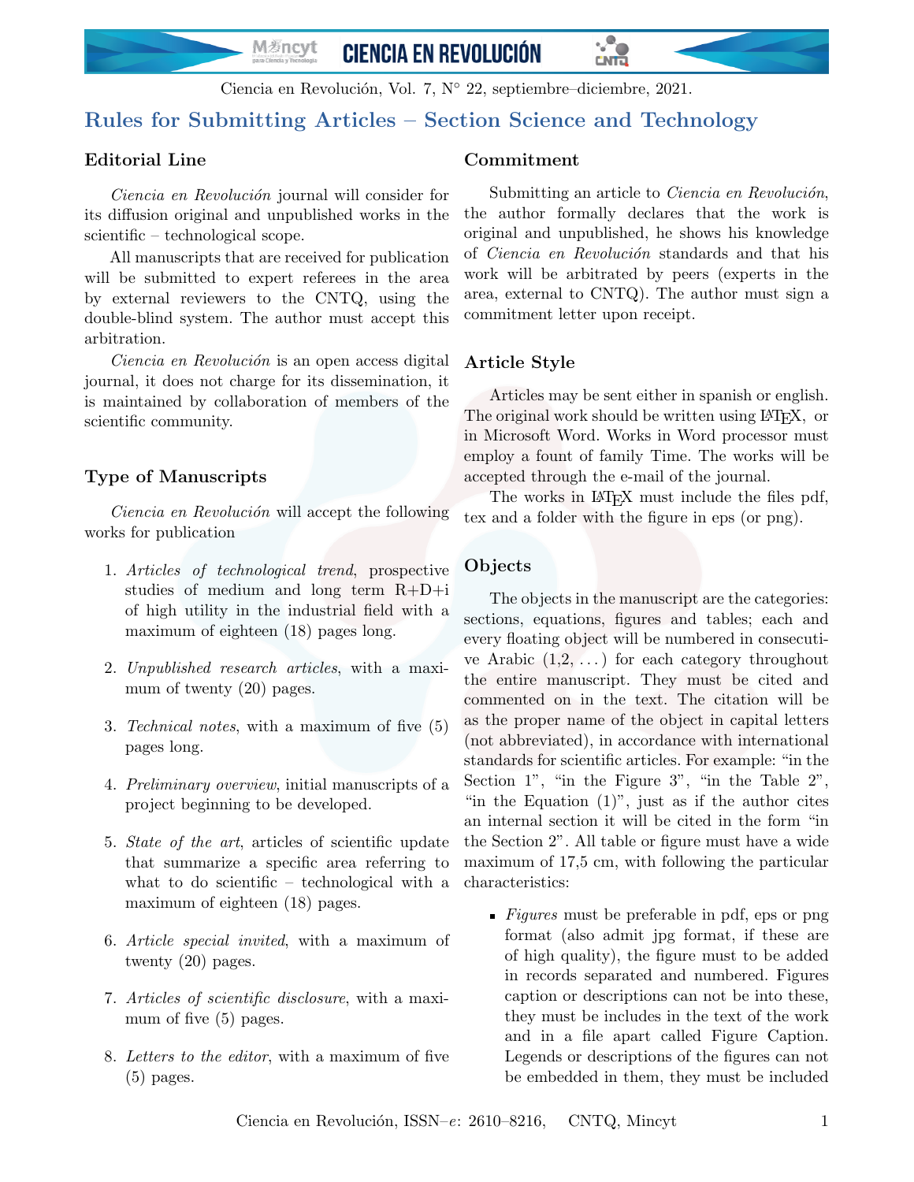# Rules for Submitting Articles – Section Science and Technology

## Editorial Line

*Ciencia en Revolución* journal will consider for its diffusion original and unpublished works in the scientific – technological scope.

All manuscripts that are received for publication will be submitted to expert referees in the area by external reviewers to the CNTQ, using the double-blind system. The author must accept this arbitration.

*Ciencia en Revolución* is an open access digital journal, it does not charge for its dissemination, it is maintained by collaboration of members of the scientific community.

## Type of Manuscripts

*Ciencia en Revolución* will accept the following works for publication

1. *Articles of technological trend*, prospective studies of medium and long term R+D+i of high utility in the industrial field with a maximum of eighteen (18) pages long.
2. *Unpublished research articles*, with a maximum of twenty (20) pages.
3. *Technical notes*, with a maximum of five (5) pages long.
4. *Preliminary overview*, initial manuscripts of a project beginning to be developed.
5. *State of the art*, articles of scientific update that summarize a specific area referring to what to do scientific – technological with a maximum of eighteen (18) pages.
6. *Article special invited*, with a maximum of twenty (20) pages.
7. *Articles of scientific disclosure*, with a maximum of five (5) pages.
8. *Letters to the editor*, with a maximum of five (5) pages.

## Commitment

Submitting an article to *Ciencia en Revolución*, the author formally declares that the work is original and unpublished, he shows his knowledge of *Ciencia en Revolución* standards and that his work will be arbitrated by peers (experts in the area, external to CNTQ). The author must sign a commitment letter upon receipt.

## Article Style

Articles may be sent either in spanish or english. The original work should be written using LaTeX, or in Microsoft Word. Works in Word processor must employ a fount of family Time. The works will be accepted through the e-mail of the journal.

The works in LaTeX must include the files pdf, tex and a folder with the figure in eps (or png).

## Objects

The objects in the manuscript are the categories: sections, equations, figures and tables; each and every floating object will be numbered in consecutive Arabic (1,2, . . . ) for each category throughout the entire manuscript. They must be cited and commented on in the text. The citation will be as the proper name of the object in capital letters (not abbreviated), in accordance with international standards for scientific articles. For example: "in the Section 1", "in the Figure 3", "in the Table 2", "in the Equation (1)", just as if the author cites an internal section it will be cited in the form "in the Section 2". All table or figure must have a wide maximum of 17,5 cm, with following the particular characteristics:

- *Figures* must be preferable in pdf, eps or png format (also admit jpg format, if these are of high quality), the figure must to be added in records separated and numbered. Figures caption or descriptions can not be into these, they must be includes in the text of the work and in a file apart called Figure Caption. Legends or descriptions of the figures can not be embedded in them, they must be included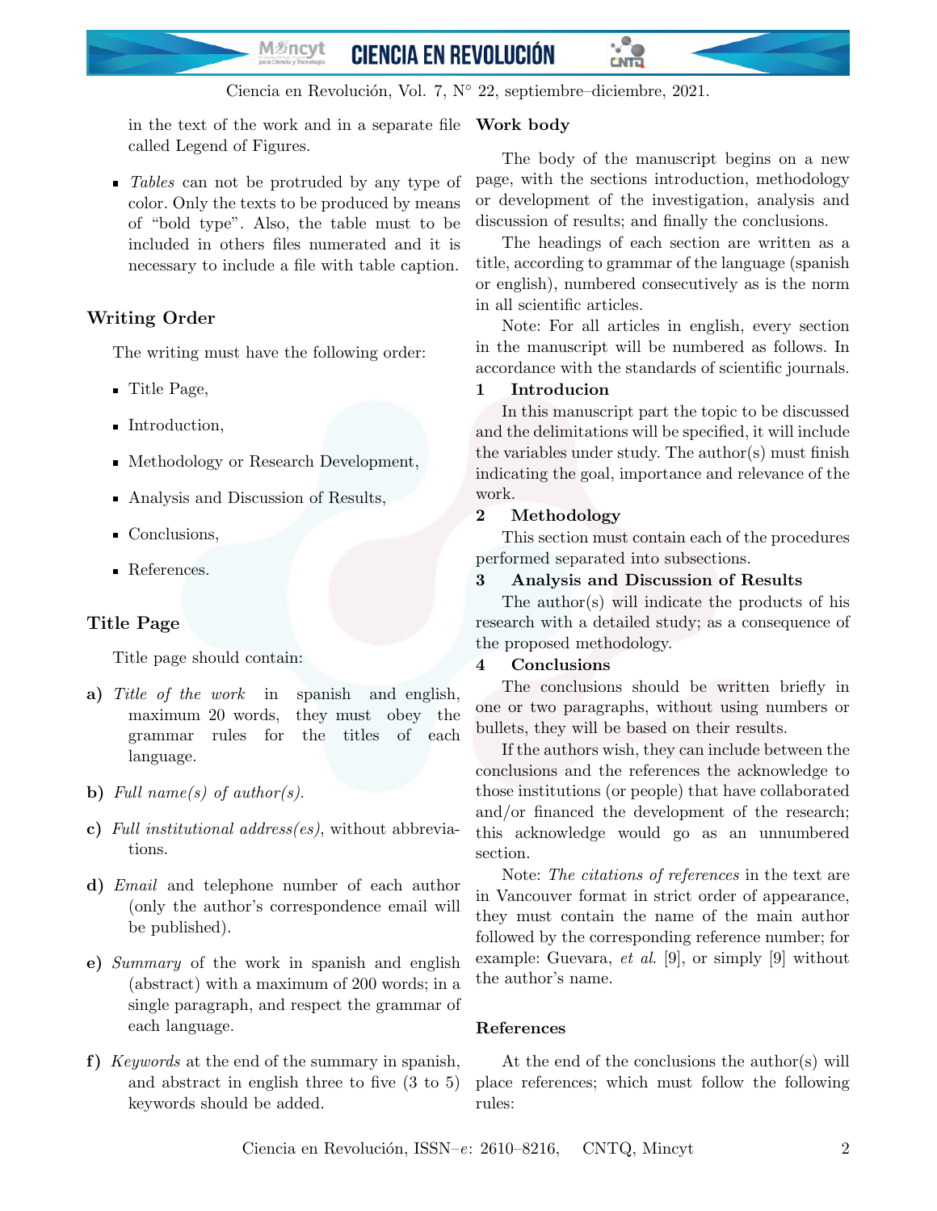in the text of the work and in a separate file called Legend of Figures.

- *Tables* can not be protruded by any type of color. Only the texts to be produced by means of "bold type". Also, the table must to be included in others files numerated and it is necessary to include a file with table caption.

## Writing Order

The writing must have the following order:

- Title Page,
- Introduction,
- Methodology or Research Development,
- Analysis and Discussion of Results,
- Conclusions,
- References.

## Title Page

Title page should contain:

**a)** *Title of the work* in spanish and english, maximum 20 words, they must obey the grammar rules for the titles of each language.

**b)** *Full name(s) of author(s).*

**c)** *Full institutional address(es)*, without abbreviations.

**d)** *Email* and telephone number of each author (only the author's correspondence email will be published).

**e)** *Summary* of the work in spanish and english (abstract) with a maximum of 200 words; in a single paragraph, and respect the grammar of each language.

**f)** *Keywords* at the end of the summary in spanish, and abstract in english three to five (3 to 5) keywords should be added.

## Work body

The body of the manuscript begins on a new page, with the sections introduction, methodology or development of the investigation, analysis and discussion of results; and finally the conclusions.

The headings of each section are written as a title, according to grammar of the language (spanish or english), numbered consecutively as is the norm in all scientific articles.

Note: For all articles in english, every section in the manuscript will be numbered as follows. In accordance with the standards of scientific journals.

### 1 Introducion

In this manuscript part the topic to be discussed and the delimitations will be specified, it will include the variables under study. The author(s) must finish indicating the goal, importance and relevance of the work.

### 2 Methodology

This section must contain each of the procedures performed separated into subsections.

### 3 Analysis and Discussion of Results

The author(s) will indicate the products of his research with a detailed study; as a consequence of the proposed methodology.

### 4 Conclusions

The conclusions should be written briefly in one or two paragraphs, without using numbers or bullets, they will be based on their results.

If the authors wish, they can include between the conclusions and the references the acknowledge to those institutions (or people) that have collaborated and/or financed the development of the research; this acknowledge would go as an unnumbered section.

Note: *The citations of references* in the text are in Vancouver format in strict order of appearance, they must contain the name of the main author followed by the corresponding reference number; for example: Guevara, *et al.* [9], or simply [9] without the author's name.

## References

At the end of the conclusions the author(s) will place references; which must follow the following rules: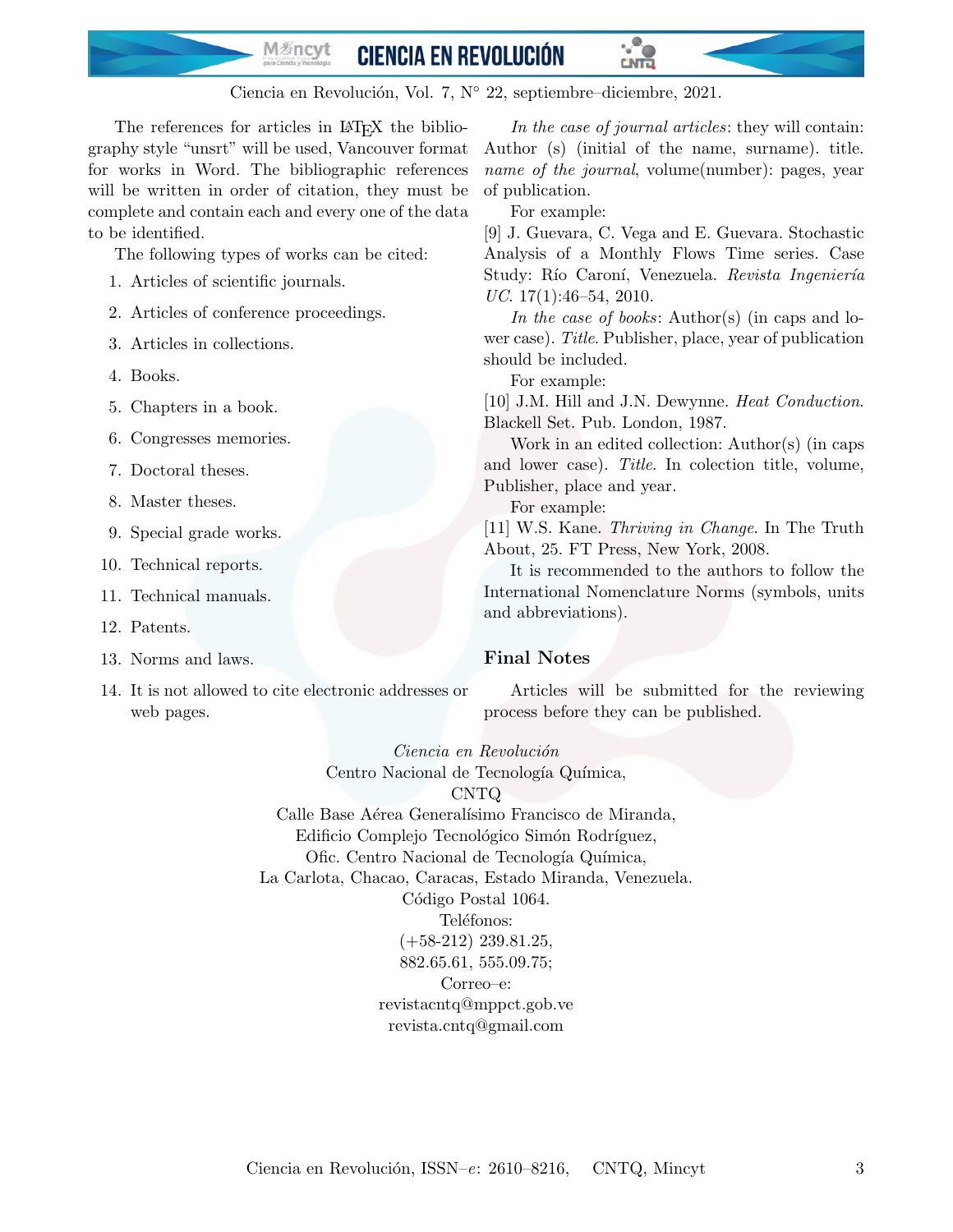The references for articles in LaTeX the bibliography style "unsrt" will be used, Vancouver format for works in Word. The bibliographic references will be written in order of citation, they must be complete and contain each and every one of the data to be identified.

The following types of works can be cited:

1. Articles of scientific journals.
2. Articles of conference proceedings.
3. Articles in collections.
4. Books.
5. Chapters in a book.
6. Congresses memories.
7. Doctoral theses.
8. Master theses.
9. Special grade works.
10. Technical reports.
11. Technical manuals.
12. Patents.
13. Norms and laws.
14. It is not allowed to cite electronic addresses or web pages.

*In the case of journal articles*: they will contain: Author (s) (initial of the name, surname). title. *name of the journal*, volume(number): pages, year of publication.

For example:

[9] J. Guevara, C. Vega and E. Guevara. Stochastic Analysis of a Monthly Flows Time series. Case Study: Río Caroní, Venezuela. *Revista Ingeniería UC*. 17(1):46–54, 2010.

*In the case of books*: Author(s) (in caps and lower case). *Title*. Publisher, place, year of publication should be included.

For example:

[10] J.M. Hill and J.N. Dewynne. *Heat Conduction*. Blackell Set. Pub. London, 1987.

Work in an edited collection: Author(s) (in caps and lower case). *Title*. In colection title, volume, Publisher, place and year.

For example:

[11] W.S. Kane. *Thriving in Change*. In The Truth About, 25. FT Press, New York, 2008.

It is recommended to the authors to follow the International Nomenclature Norms (symbols, units and abbreviations).

## Final Notes

Articles will be submitted for the reviewing process before they can be published.

*Ciencia en Revolución*  
Centro Nacional de Tecnología Química,  
CNTQ  
Calle Base Aérea Generalísimo Francisco de Miranda,  
Edificio Complejo Tecnológico Simón Rodríguez,  
Ofic. Centro Nacional de Tecnología Química,  
La Carlota, Chacao, Caracas, Estado Miranda, Venezuela.  
Código Postal 1064.  
Teléfonos:  
(+58-212) 239.81.25,  
882.65.61, 555.09.75;  
Correo–e:  
revistacntq@mppct.gob.ve  
revista.cntq@gmail.com